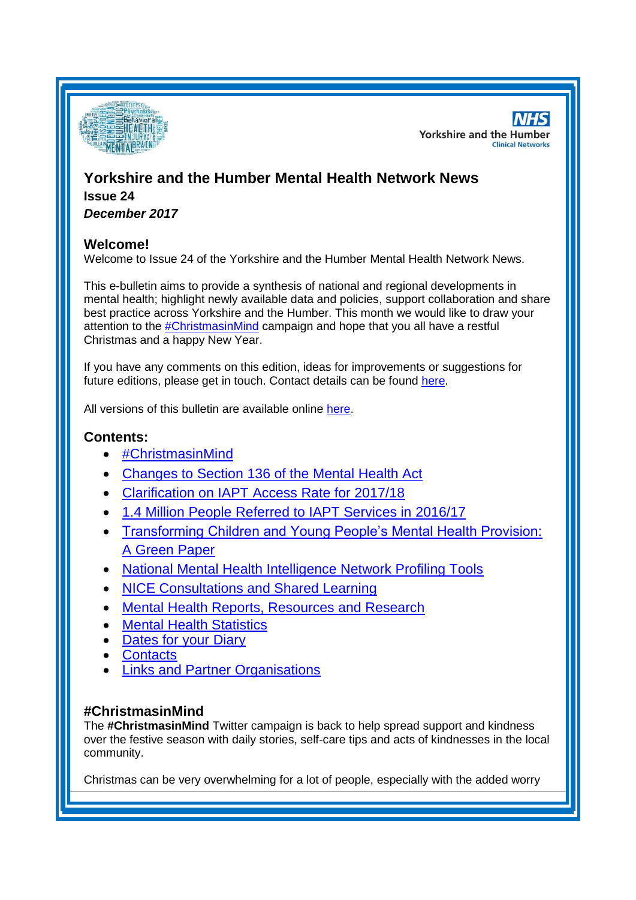# Yorkshire and the Humber Mental Health Network News

**Issue 24**

***December 2017***

## Welcome!

Welcome to Issue 24 of the Yorkshire and the Humber Mental Health Network News.

This e-bulletin aims to provide a synthesis of national and regional developments in mental health; highlight newly available data and policies, support collaboration and share best practice across Yorkshire and the Humber. This month we would like to draw your attention to the #ChristmasinMind campaign and hope that you all have a restful Christmas and a happy New Year.

If you have any comments on this edition, ideas for improvements or suggestions for future editions, please get in touch. Contact details can be found here.

All versions of this bulletin are available online here.

## Contents:

- #ChristmasinMind
- Changes to Section 136 of the Mental Health Act
- Clarification on IAPT Access Rate for 2017/18
- 1.4 Million People Referred to IAPT Services in 2016/17
- Transforming Children and Young People's Mental Health Provision: A Green Paper
- National Mental Health Intelligence Network Profiling Tools
- NICE Consultations and Shared Learning
- Mental Health Reports, Resources and Research
- Mental Health Statistics
- Dates for your Diary
- Contacts
- Links and Partner Organisations

## #ChristmasinMind

The **#ChristmasinMind** Twitter campaign is back to help spread support and kindness over the festive season with daily stories, self-care tips and acts of kindnesses in the local community.

Christmas can be very overwhelming for a lot of people, especially with the added worry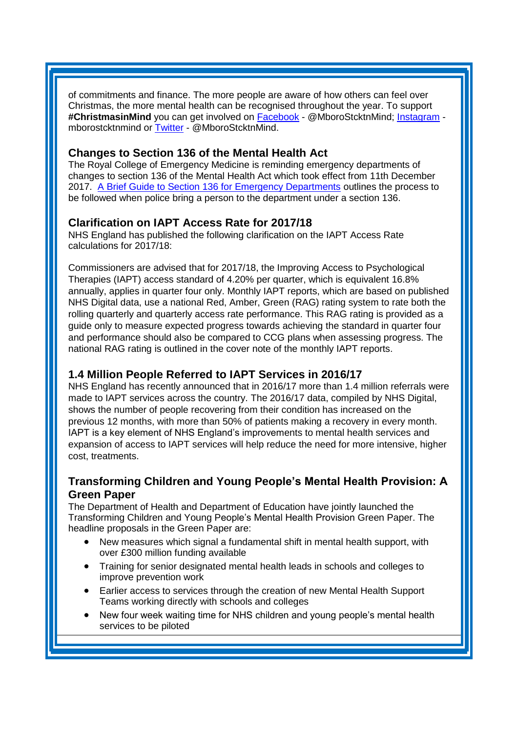of commitments and finance. The more people are aware of how others can feel over Christmas, the more mental health can be recognised throughout the year. To support **#ChristmasinMind** you can get involved on Facebook - @MboroStcktnMind; Instagram - mborostcktnmind or Twitter - @MboroStcktnMind.

## Changes to Section 136 of the Mental Health Act

The Royal College of Emergency Medicine is reminding emergency departments of changes to section 136 of the Mental Health Act which took effect from 11th December 2017. A Brief Guide to Section 136 for Emergency Departments outlines the process to be followed when police bring a person to the department under a section 136.

## Clarification on IAPT Access Rate for 2017/18

NHS England has published the following clarification on the IAPT Access Rate calculations for 2017/18:

Commissioners are advised that for 2017/18, the Improving Access to Psychological Therapies (IAPT) access standard of 4.20% per quarter, which is equivalent 16.8% annually, applies in quarter four only. Monthly IAPT reports, which are based on published NHS Digital data, use a national Red, Amber, Green (RAG) rating system to rate both the rolling quarterly and quarterly access rate performance. This RAG rating is provided as a guide only to measure expected progress towards achieving the standard in quarter four and performance should also be compared to CCG plans when assessing progress. The national RAG rating is outlined in the cover note of the monthly IAPT reports.

## 1.4 Million People Referred to IAPT Services in 2016/17

NHS England has recently announced that in 2016/17 more than 1.4 million referrals were made to IAPT services across the country. The 2016/17 data, compiled by NHS Digital, shows the number of people recovering from their condition has increased on the previous 12 months, with more than 50% of patients making a recovery in every month. IAPT is a key element of NHS England's improvements to mental health services and expansion of access to IAPT services will help reduce the need for more intensive, higher cost, treatments.

## Transforming Children and Young People's Mental Health Provision: A Green Paper

The Department of Health and Department of Education have jointly launched the Transforming Children and Young People's Mental Health Provision Green Paper. The headline proposals in the Green Paper are:

- New measures which signal a fundamental shift in mental health support, with over £300 million funding available
- Training for senior designated mental health leads in schools and colleges to improve prevention work
- Earlier access to services through the creation of new Mental Health Support Teams working directly with schools and colleges
- New four week waiting time for NHS children and young people's mental health services to be piloted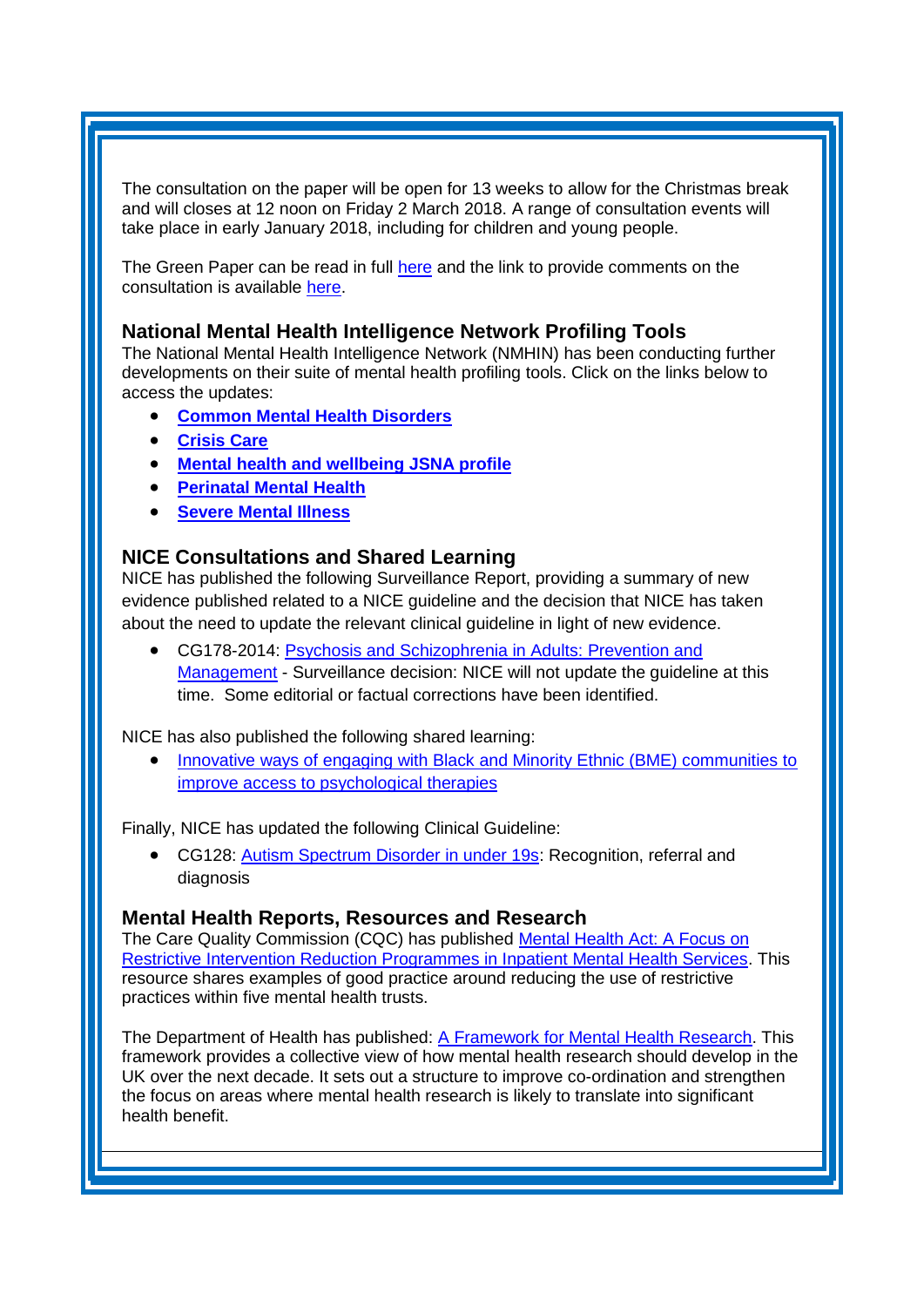The consultation on the paper will be open for 13 weeks to allow for the Christmas break and will closes at 12 noon on Friday 2 March 2018. A range of consultation events will take place in early January 2018, including for children and young people.

The Green Paper can be read in full here and the link to provide comments on the consultation is available here.

## National Mental Health Intelligence Network Profiling Tools

The National Mental Health Intelligence Network (NMHIN) has been conducting further developments on their suite of mental health profiling tools. Click on the links below to access the updates:

- **Common Mental Health Disorders**
- **Crisis Care**
- **Mental health and wellbeing JSNA profile**
- **Perinatal Mental Health**
- **Severe Mental Illness**

## NICE Consultations and Shared Learning

NICE has published the following Surveillance Report, providing a summary of new evidence published related to a NICE guideline and the decision that NICE has taken about the need to update the relevant clinical guideline in light of new evidence.

- CG178-2014: Psychosis and Schizophrenia in Adults: Prevention and Management - Surveillance decision: NICE will not update the guideline at this time. Some editorial or factual corrections have been identified.

NICE has also published the following shared learning:

- Innovative ways of engaging with Black and Minority Ethnic (BME) communities to improve access to psychological therapies

Finally, NICE has updated the following Clinical Guideline:

- CG128: Autism Spectrum Disorder in under 19s: Recognition, referral and diagnosis

## Mental Health Reports, Resources and Research

The Care Quality Commission (CQC) has published Mental Health Act: A Focus on Restrictive Intervention Reduction Programmes in Inpatient Mental Health Services. This resource shares examples of good practice around reducing the use of restrictive practices within five mental health trusts.

The Department of Health has published: A Framework for Mental Health Research. This framework provides a collective view of how mental health research should develop in the UK over the next decade. It sets out a structure to improve co-ordination and strengthen the focus on areas where mental health research is likely to translate into significant health benefit.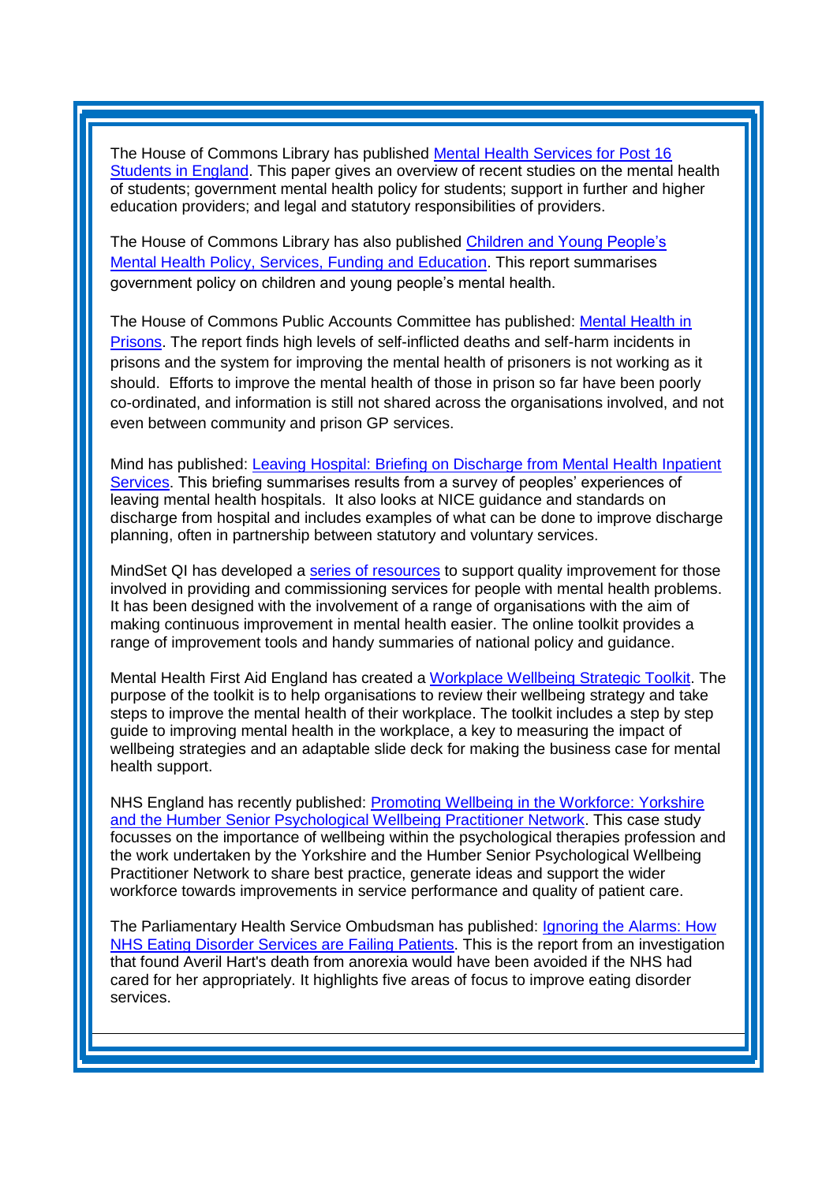The House of Commons Library has published [Mental Health Services for Post 16 Students in England](). This paper gives an overview of recent studies on the mental health of students; government mental health policy for students; support in further and higher education providers; and legal and statutory responsibilities of providers.

The House of Commons Library has also published [Children and Young People's Mental Health Policy, Services, Funding and Education](). This report summarises government policy on children and young people's mental health.

The House of Commons Public Accounts Committee has published: [Mental Health in Prisons](). The report finds high levels of self-inflicted deaths and self-harm incidents in prisons and the system for improving the mental health of prisoners is not working as it should. Efforts to improve the mental health of those in prison so far have been poorly co-ordinated, and information is still not shared across the organisations involved, and not even between community and prison GP services.

Mind has published: [Leaving Hospital: Briefing on Discharge from Mental Health Inpatient Services](). This briefing summarises results from a survey of peoples' experiences of leaving mental health hospitals. It also looks at NICE guidance and standards on discharge from hospital and includes examples of what can be done to improve discharge planning, often in partnership between statutory and voluntary services.

MindSet QI has developed a [series of resources]() to support quality improvement for those involved in providing and commissioning services for people with mental health problems. It has been designed with the involvement of a range of organisations with the aim of making continuous improvement in mental health easier. The online toolkit provides a range of improvement tools and handy summaries of national policy and guidance.

Mental Health First Aid England has created a [Workplace Wellbeing Strategic Toolkit](). The purpose of the toolkit is to help organisations to review their wellbeing strategy and take steps to improve the mental health of their workplace. The toolkit includes a step by step guide to improving mental health in the workplace, a key to measuring the impact of wellbeing strategies and an adaptable slide deck for making the business case for mental health support.

NHS England has recently published: [Promoting Wellbeing in the Workforce: Yorkshire and the Humber Senior Psychological Wellbeing Practitioner Network](). This case study focusses on the importance of wellbeing within the psychological therapies profession and the work undertaken by the Yorkshire and the Humber Senior Psychological Wellbeing Practitioner Network to share best practice, generate ideas and support the wider workforce towards improvements in service performance and quality of patient care.

The Parliamentary Health Service Ombudsman has published: [Ignoring the Alarms: How NHS Eating Disorder Services are Failing Patients](). This is the report from an investigation that found Averil Hart's death from anorexia would have been avoided if the NHS had cared for her appropriately. It highlights five areas of focus to improve eating disorder services.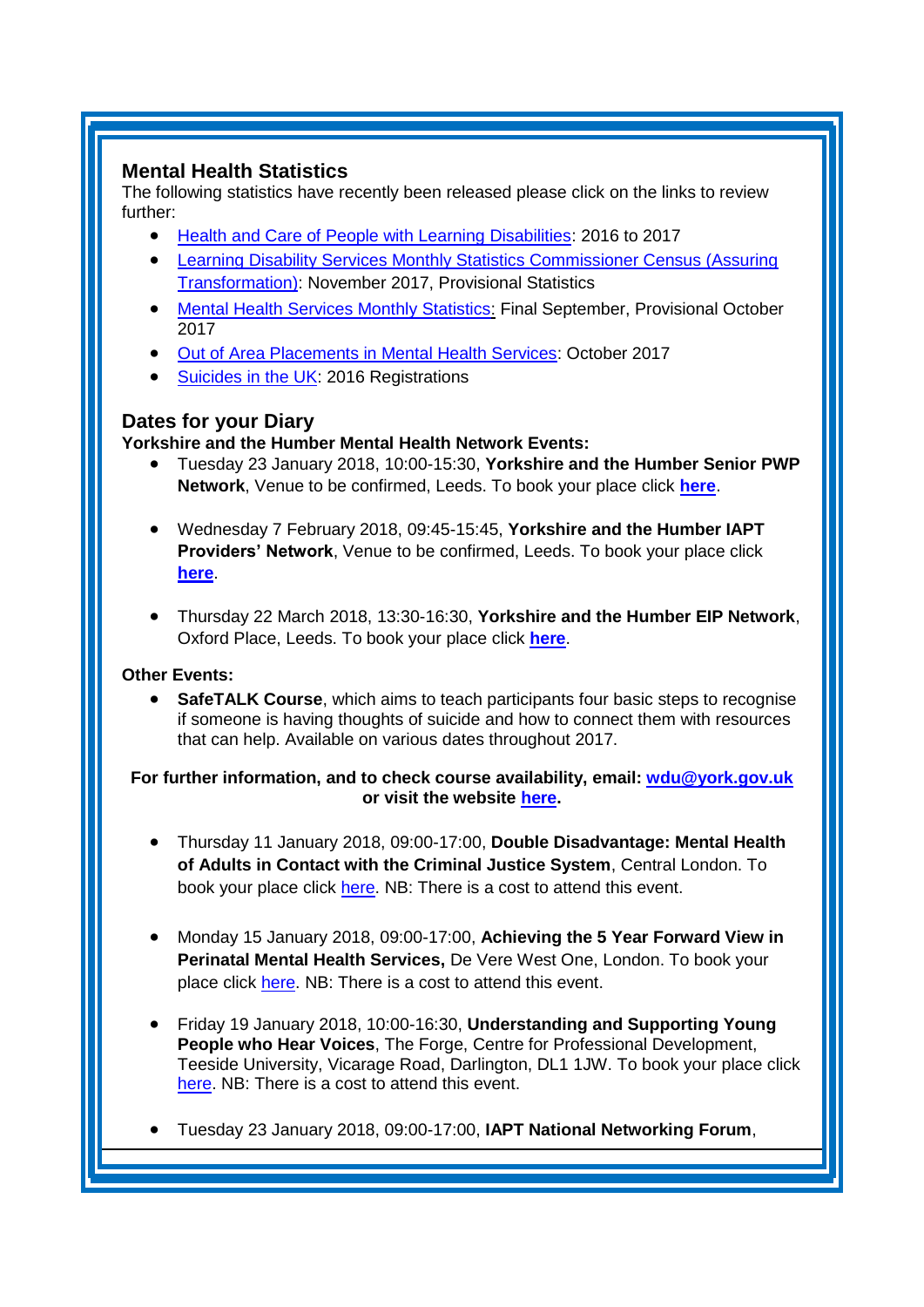## Mental Health Statistics

The following statistics have recently been released please click on the links to review further:

- Health and Care of People with Learning Disabilities: 2016 to 2017
- Learning Disability Services Monthly Statistics Commissioner Census (Assuring Transformation): November 2017, Provisional Statistics
- Mental Health Services Monthly Statistics: Final September, Provisional October 2017
- Out of Area Placements in Mental Health Services: October 2017
- Suicides in the UK: 2016 Registrations

## Dates for your Diary

**Yorkshire and the Humber Mental Health Network Events:**

- Tuesday 23 January 2018, 10:00-15:30, **Yorkshire and the Humber Senior PWP Network**, Venue to be confirmed, Leeds. To book your place click **here**.
- Wednesday 7 February 2018, 09:45-15:45, **Yorkshire and the Humber IAPT Providers' Network**, Venue to be confirmed, Leeds. To book your place click **here**.
- Thursday 22 March 2018, 13:30-16:30, **Yorkshire and the Humber EIP Network**, Oxford Place, Leeds. To book your place click **here**.

**Other Events:**

- **SafeTALK Course**, which aims to teach participants four basic steps to recognise if someone is having thoughts of suicide and how to connect them with resources that can help. Available on various dates throughout 2017.

**For further information, and to check course availability, email: wdu@york.gov.uk or visit the website here.**

- Thursday 11 January 2018, 09:00-17:00, **Double Disadvantage: Mental Health of Adults in Contact with the Criminal Justice System**, Central London. To book your place click here. NB: There is a cost to attend this event.
- Monday 15 January 2018, 09:00-17:00, **Achieving the 5 Year Forward View in Perinatal Mental Health Services,** De Vere West One, London. To book your place click here. NB: There is a cost to attend this event.
- Friday 19 January 2018, 10:00-16:30, **Understanding and Supporting Young People who Hear Voices**, The Forge, Centre for Professional Development, Teeside University, Vicarage Road, Darlington, DL1 1JW. To book your place click here. NB: There is a cost to attend this event.
- Tuesday 23 January 2018, 09:00-17:00, **IAPT National Networking Forum**,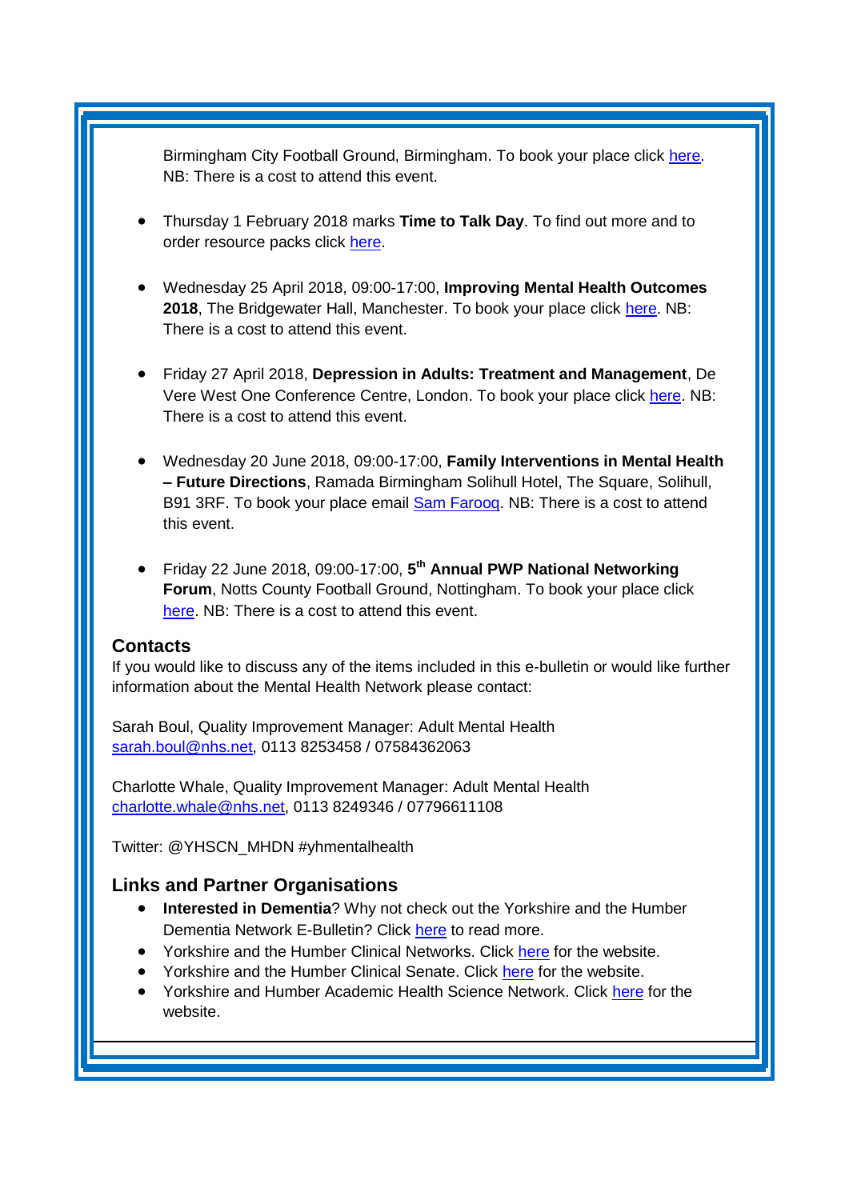Birmingham City Football Ground, Birmingham. To book your place click here. NB: There is a cost to attend this event.

- Thursday 1 February 2018 marks **Time to Talk Day**. To find out more and to order resource packs click here.

- Wednesday 25 April 2018, 09:00-17:00, **Improving Mental Health Outcomes 2018**, The Bridgewater Hall, Manchester. To book your place click here. NB: There is a cost to attend this event.

- Friday 27 April 2018, **Depression in Adults: Treatment and Management**, De Vere West One Conference Centre, London. To book your place click here. NB: There is a cost to attend this event.

- Wednesday 20 June 2018, 09:00-17:00, **Family Interventions in Mental Health – Future Directions**, Ramada Birmingham Solihull Hotel, The Square, Solihull, B91 3RF. To book your place email Sam Farooq. NB: There is a cost to attend this event.

- Friday 22 June 2018, 09:00-17:00, **5th Annual PWP National Networking Forum**, Notts County Football Ground, Nottingham. To book your place click here. NB: There is a cost to attend this event.

## Contacts

If you would like to discuss any of the items included in this e-bulletin or would like further information about the Mental Health Network please contact:

Sarah Boul, Quality Improvement Manager: Adult Mental Health
sarah.boul@nhs.net, 0113 8253458 / 07584362063

Charlotte Whale, Quality Improvement Manager: Adult Mental Health
charlotte.whale@nhs.net, 0113 8249346 / 07796611108

Twitter: @YHSCN_MHDN #yhmentalhealth

## Links and Partner Organisations

- **Interested in Dementia**? Why not check out the Yorkshire and the Humber Dementia Network E-Bulletin? Click here to read more.
- Yorkshire and the Humber Clinical Networks. Click here for the website.
- Yorkshire and the Humber Clinical Senate. Click here for the website.
- Yorkshire and Humber Academic Health Science Network. Click here for the website.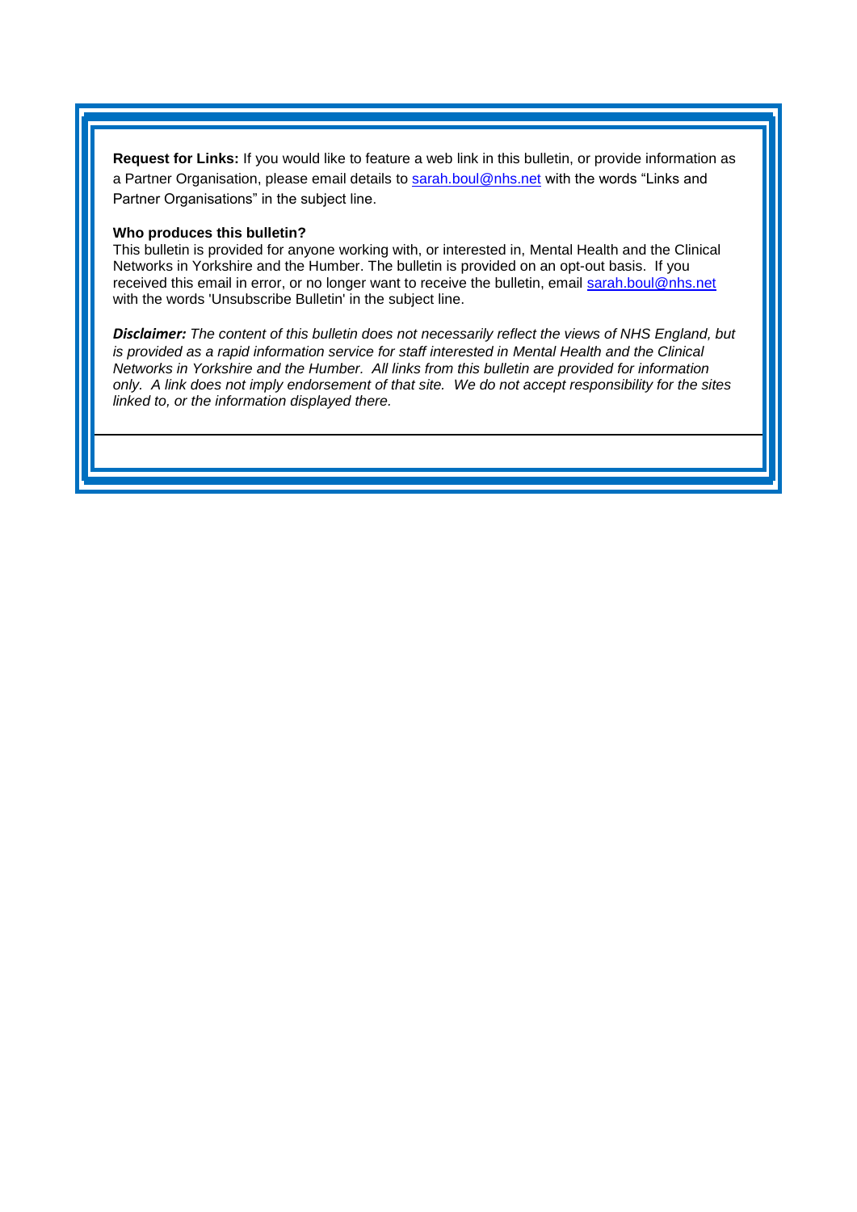**Request for Links:** If you would like to feature a web link in this bulletin, or provide information as a Partner Organisation, please email details to sarah.boul@nhs.net with the words "Links and Partner Organisations" in the subject line.

**Who produces this bulletin?**
This bulletin is provided for anyone working with, or interested in, Mental Health and the Clinical Networks in Yorkshire and the Humber. The bulletin is provided on an opt-out basis. If you received this email in error, or no longer want to receive the bulletin, email sarah.boul@nhs.net with the words 'Unsubscribe Bulletin' in the subject line.

***Disclaimer:*** *The content of this bulletin does not necessarily reflect the views of NHS England, but is provided as a rapid information service for staff interested in Mental Health and the Clinical Networks in Yorkshire and the Humber. All links from this bulletin are provided for information only. A link does not imply endorsement of that site. We do not accept responsibility for the sites linked to, or the information displayed there.*